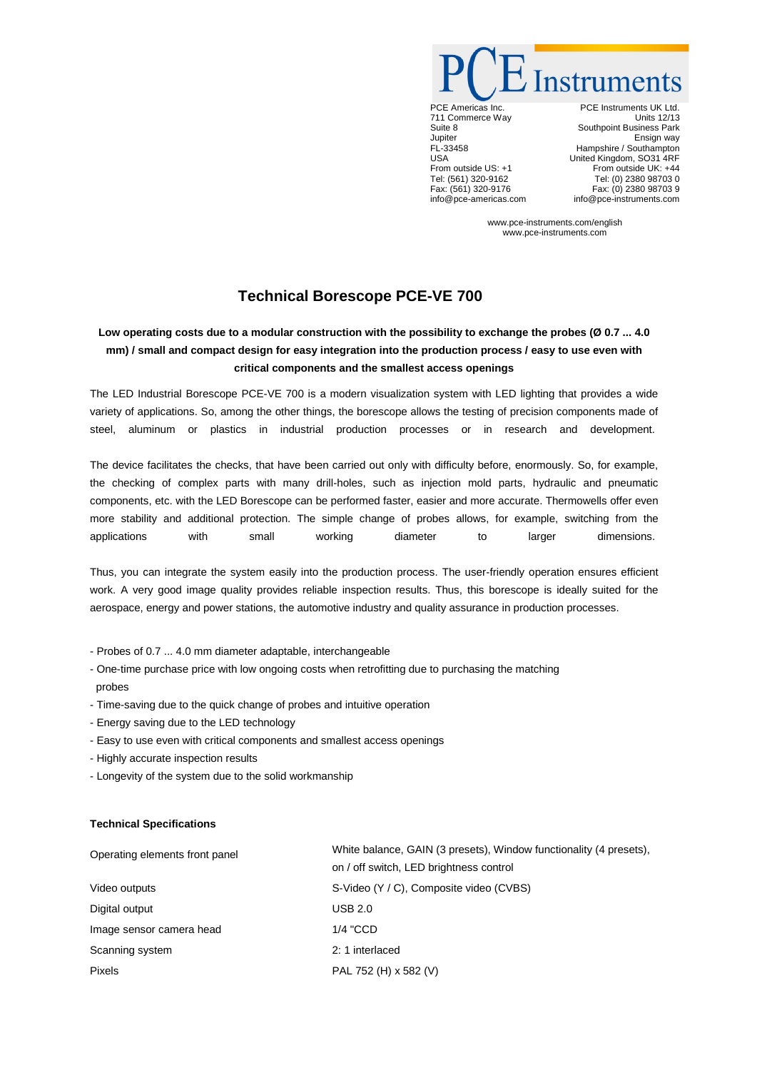PCE Americas Inc.
711 Commerce Way
Suite 8
Jupiter
FL-33458
USA
From outside US: +1
Tel: (561) 320-9162
Fax: (561) 320-9176
info@pce-americas.com

PCE Instruments UK Ltd.
Units 12/13
Southpoint Business Park
Ensign way
Hampshire / Southampton
United Kingdom, SO31 4RF
From outside UK: +44
Tel: (0) 2380 98703 0
Fax: (0) 2380 98703 9
info@pce-instruments.com

www.pce-instruments.com/english
www.pce-instruments.com

# Technical Borescope PCE-VE 700

**Low operating costs due to a modular construction with the possibility to exchange the probes (Ø 0.7 ... 4.0 mm) / small and compact design for easy integration into the production process / easy to use even with critical components and the smallest access openings**

The LED Industrial Borescope PCE-VE 700 is a modern visualization system with LED lighting that provides a wide variety of applications. So, among the other things, the borescope allows the testing of precision components made of steel, aluminum or plastics in industrial production processes or in research and development.

The device facilitates the checks, that have been carried out only with difficulty before, enormously. So, for example, the checking of complex parts with many drill-holes, such as injection mold parts, hydraulic and pneumatic components, etc. with the LED Borescope can be performed faster, easier and more accurate. Thermowells offer even more stability and additional protection. The simple change of probes allows, for example, switching from the applications with small working diameter to larger dimensions.

Thus, you can integrate the system easily into the production process. The user-friendly operation ensures efficient work. A very good image quality provides reliable inspection results. Thus, this borescope is ideally suited for the aerospace, energy and power stations, the automotive industry and quality assurance in production processes.

- Probes of 0.7 ... 4.0 mm diameter adaptable, interchangeable
- One-time purchase price with low ongoing costs when retrofitting due to purchasing the matching probes
- Time-saving due to the quick change of probes and intuitive operation
- Energy saving due to the LED technology
- Easy to use even with critical components and smallest access openings
- Highly accurate inspection results
- Longevity of the system due to the solid workmanship

**Technical Specifications**

| | |
|---|---|
| Operating elements front panel | White balance, GAIN (3 presets), Window functionality (4 presets), on / off switch, LED brightness control |
| Video outputs | S-Video (Y / C), Composite video (CVBS) |
| Digital output | USB 2.0 |
| Image sensor camera head | 1/4 "CCD |
| Scanning system | 2: 1 interlaced |
| Pixels | PAL 752 (H) x 582 (V) |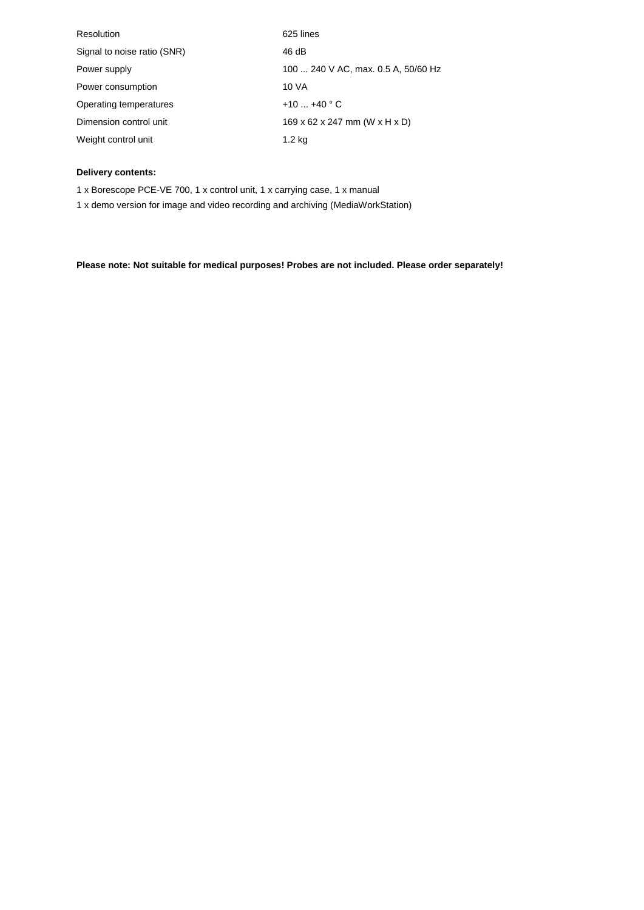| | |
|---|---|
| Resolution | 625 lines |
| Signal to noise ratio (SNR) | 46 dB |
| Power supply | 100 ... 240 V AC, max. 0.5 A, 50/60 Hz |
| Power consumption | 10 VA |
| Operating temperatures | +10 ... +40 ° C |
| Dimension control unit | 169 x 62 x 247 mm (W x H x D) |
| Weight control unit | 1.2 kg |

**Delivery contents:**

1 x Borescope PCE-VE 700, 1 x control unit, 1 x carrying case, 1 x manual
1 x demo version for image and video recording and archiving (MediaWorkStation)

**Please note: Not suitable for medical purposes! Probes are not included. Please order separately!**